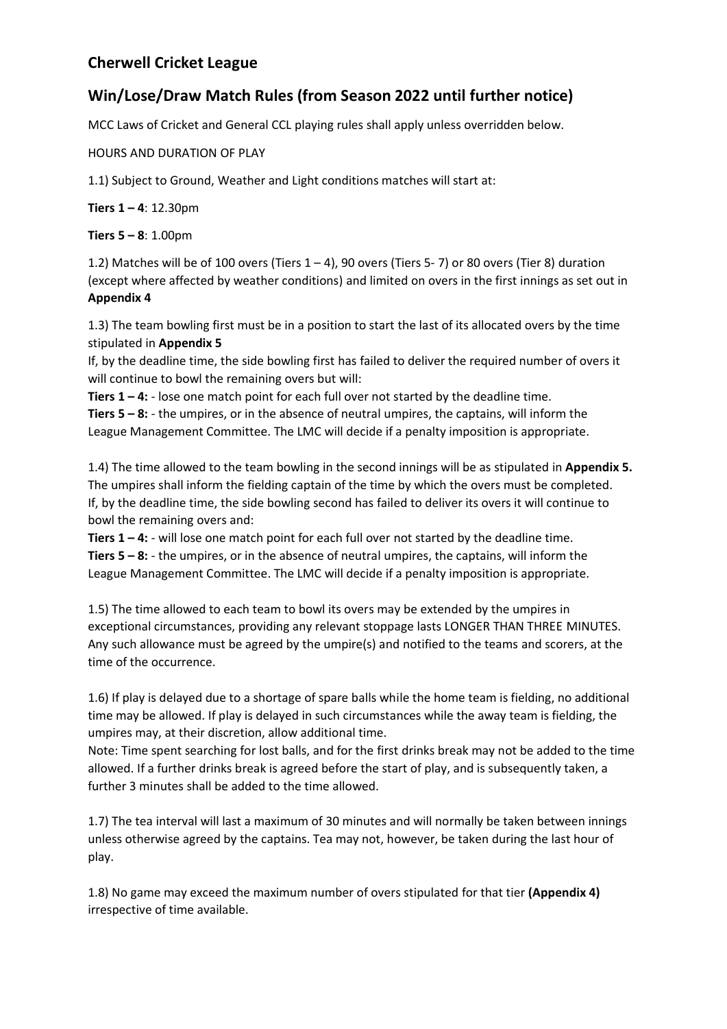## Cherwell Cricket League

## Win/Lose/Draw Match Rules (from Season 2022 until further notice)

MCC Laws of Cricket and General CCL playing rules shall apply unless overridden below.

HOURS AND DURATION OF PLAY

1.1) Subject to Ground, Weather and Light conditions matches will start at:

**Tiers 1 – 4**: 12.30pm

**Tiers 5 – 8**: 1.00pm

1.2) Matches will be of 100 overs (Tiers 1 – 4), 90 overs (Tiers 5- 7) or 80 overs (Tier 8) duration (except where affected by weather conditions) and limited on overs in the first innings as set out in **Appendix 4**

1.3) The team bowling first must be in a position to start the last of its allocated overs by the time stipulated in **Appendix 5**
If, by the deadline time, the side bowling first has failed to deliver the required number of overs it will continue to bowl the remaining overs but will:
**Tiers 1 – 4:** - lose one match point for each full over not started by the deadline time.
**Tiers 5 – 8:** - the umpires, or in the absence of neutral umpires, the captains, will inform the League Management Committee. The LMC will decide if a penalty imposition is appropriate.

1.4) The time allowed to the team bowling in the second innings will be as stipulated in **Appendix 5.** The umpires shall inform the fielding captain of the time by which the overs must be completed. If, by the deadline time, the side bowling second has failed to deliver its overs it will continue to bowl the remaining overs and:
**Tiers 1 – 4:** - will lose one match point for each full over not started by the deadline time.
**Tiers 5 – 8:** - the umpires, or in the absence of neutral umpires, the captains, will inform the League Management Committee. The LMC will decide if a penalty imposition is appropriate.

1.5) The time allowed to each team to bowl its overs may be extended by the umpires in exceptional circumstances, providing any relevant stoppage lasts LONGER THAN THREE MINUTES. Any such allowance must be agreed by the umpire(s) and notified to the teams and scorers, at the time of the occurrence.

1.6) If play is delayed due to a shortage of spare balls while the home team is fielding, no additional time may be allowed. If play is delayed in such circumstances while the away team is fielding, the umpires may, at their discretion, allow additional time.
Note: Time spent searching for lost balls, and for the first drinks break may not be added to the time allowed. If a further drinks break is agreed before the start of play, and is subsequently taken, a further 3 minutes shall be added to the time allowed.

1.7) The tea interval will last a maximum of 30 minutes and will normally be taken between innings unless otherwise agreed by the captains. Tea may not, however, be taken during the last hour of play.

1.8) No game may exceed the maximum number of overs stipulated for that tier **(Appendix 4)** irrespective of time available.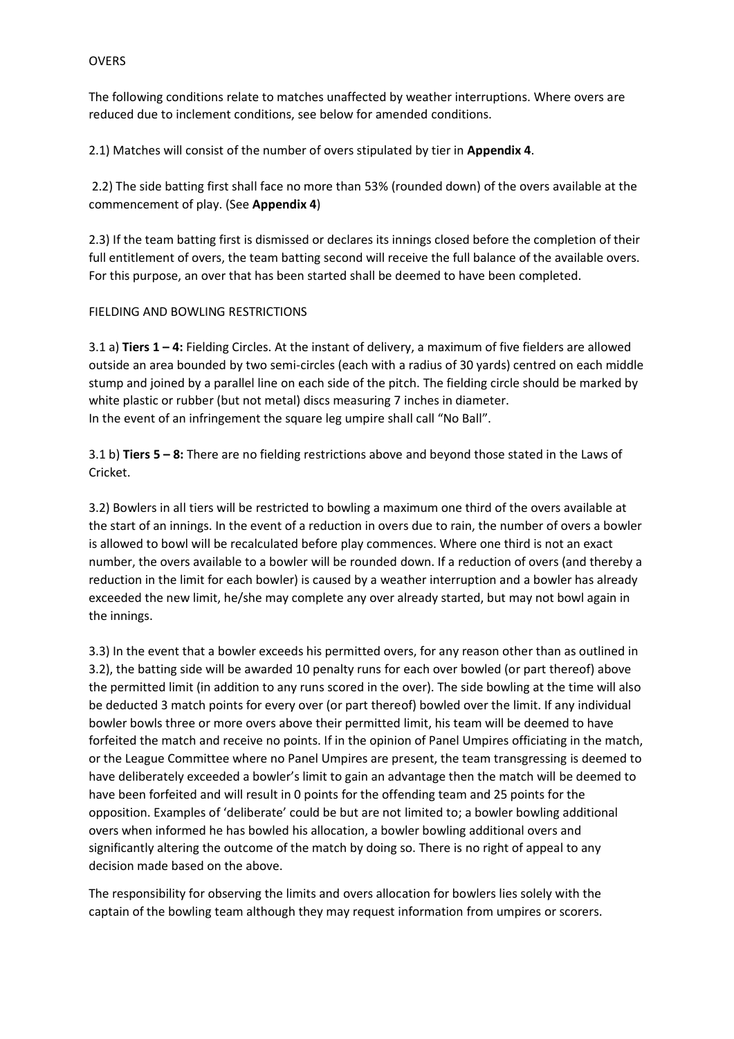## OVERS

The following conditions relate to matches unaffected by weather interruptions. Where overs are reduced due to inclement conditions, see below for amended conditions.

2.1) Matches will consist of the number of overs stipulated by tier in **Appendix 4**.

2.2) The side batting first shall face no more than 53% (rounded down) of the overs available at the commencement of play. (See **Appendix 4**)

2.3) If the team batting first is dismissed or declares its innings closed before the completion of their full entitlement of overs, the team batting second will receive the full balance of the available overs. For this purpose, an over that has been started shall be deemed to have been completed.

## FIELDING AND BOWLING RESTRICTIONS

3.1 a) **Tiers 1 – 4:** Fielding Circles. At the instant of delivery, a maximum of five fielders are allowed outside an area bounded by two semi-circles (each with a radius of 30 yards) centred on each middle stump and joined by a parallel line on each side of the pitch. The fielding circle should be marked by white plastic or rubber (but not metal) discs measuring 7 inches in diameter.
In the event of an infringement the square leg umpire shall call "No Ball".

3.1 b) **Tiers 5 – 8:** There are no fielding restrictions above and beyond those stated in the Laws of Cricket.

3.2) Bowlers in all tiers will be restricted to bowling a maximum one third of the overs available at the start of an innings. In the event of a reduction in overs due to rain, the number of overs a bowler is allowed to bowl will be recalculated before play commences. Where one third is not an exact number, the overs available to a bowler will be rounded down. If a reduction of overs (and thereby a reduction in the limit for each bowler) is caused by a weather interruption and a bowler has already exceeded the new limit, he/she may complete any over already started, but may not bowl again in the innings.

3.3) In the event that a bowler exceeds his permitted overs, for any reason other than as outlined in 3.2), the batting side will be awarded 10 penalty runs for each over bowled (or part thereof) above the permitted limit (in addition to any runs scored in the over). The side bowling at the time will also be deducted 3 match points for every over (or part thereof) bowled over the limit. If any individual bowler bowls three or more overs above their permitted limit, his team will be deemed to have forfeited the match and receive no points. If in the opinion of Panel Umpires officiating in the match, or the League Committee where no Panel Umpires are present, the team transgressing is deemed to have deliberately exceeded a bowler's limit to gain an advantage then the match will be deemed to have been forfeited and will result in 0 points for the offending team and 25 points for the opposition. Examples of 'deliberate' could be but are not limited to; a bowler bowling additional overs when informed he has bowled his allocation, a bowler bowling additional overs and significantly altering the outcome of the match by doing so. There is no right of appeal to any decision made based on the above.

The responsibility for observing the limits and overs allocation for bowlers lies solely with the captain of the bowling team although they may request information from umpires or scorers.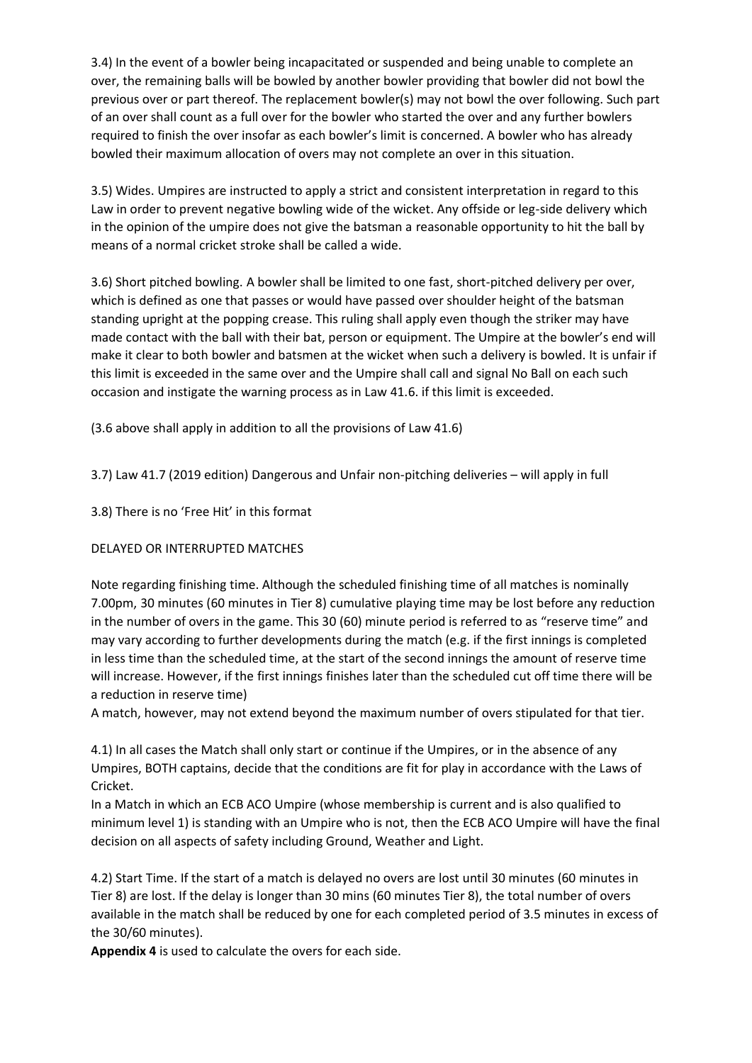3.4) In the event of a bowler being incapacitated or suspended and being unable to complete an over, the remaining balls will be bowled by another bowler providing that bowler did not bowl the previous over or part thereof. The replacement bowler(s) may not bowl the over following. Such part of an over shall count as a full over for the bowler who started the over and any further bowlers required to finish the over insofar as each bowler's limit is concerned. A bowler who has already bowled their maximum allocation of overs may not complete an over in this situation.

3.5) Wides. Umpires are instructed to apply a strict and consistent interpretation in regard to this Law in order to prevent negative bowling wide of the wicket. Any offside or leg-side delivery which in the opinion of the umpire does not give the batsman a reasonable opportunity to hit the ball by means of a normal cricket stroke shall be called a wide.

3.6) Short pitched bowling. A bowler shall be limited to one fast, short-pitched delivery per over, which is defined as one that passes or would have passed over shoulder height of the batsman standing upright at the popping crease. This ruling shall apply even though the striker may have made contact with the ball with their bat, person or equipment. The Umpire at the bowler's end will make it clear to both bowler and batsmen at the wicket when such a delivery is bowled. It is unfair if this limit is exceeded in the same over and the Umpire shall call and signal No Ball on each such occasion and instigate the warning process as in Law 41.6. if this limit is exceeded.

(3.6 above shall apply in addition to all the provisions of Law 41.6)

3.7) Law 41.7 (2019 edition) Dangerous and Unfair non-pitching deliveries – will apply in full

3.8) There is no 'Free Hit' in this format

DELAYED OR INTERRUPTED MATCHES

Note regarding finishing time. Although the scheduled finishing time of all matches is nominally 7.00pm, 30 minutes (60 minutes in Tier 8) cumulative playing time may be lost before any reduction in the number of overs in the game. This 30 (60) minute period is referred to as "reserve time" and may vary according to further developments during the match (e.g. if the first innings is completed in less time than the scheduled time, at the start of the second innings the amount of reserve time will increase. However, if the first innings finishes later than the scheduled cut off time there will be a reduction in reserve time)
A match, however, may not extend beyond the maximum number of overs stipulated for that tier.

4.1) In all cases the Match shall only start or continue if the Umpires, or in the absence of any Umpires, BOTH captains, decide that the conditions are fit for play in accordance with the Laws of Cricket.
In a Match in which an ECB ACO Umpire (whose membership is current and is also qualified to minimum level 1) is standing with an Umpire who is not, then the ECB ACO Umpire will have the final decision on all aspects of safety including Ground, Weather and Light.

4.2) Start Time. If the start of a match is delayed no overs are lost until 30 minutes (60 minutes in Tier 8) are lost. If the delay is longer than 30 mins (60 minutes Tier 8), the total number of overs available in the match shall be reduced by one for each completed period of 3.5 minutes in excess of the 30/60 minutes).
**Appendix 4** is used to calculate the overs for each side.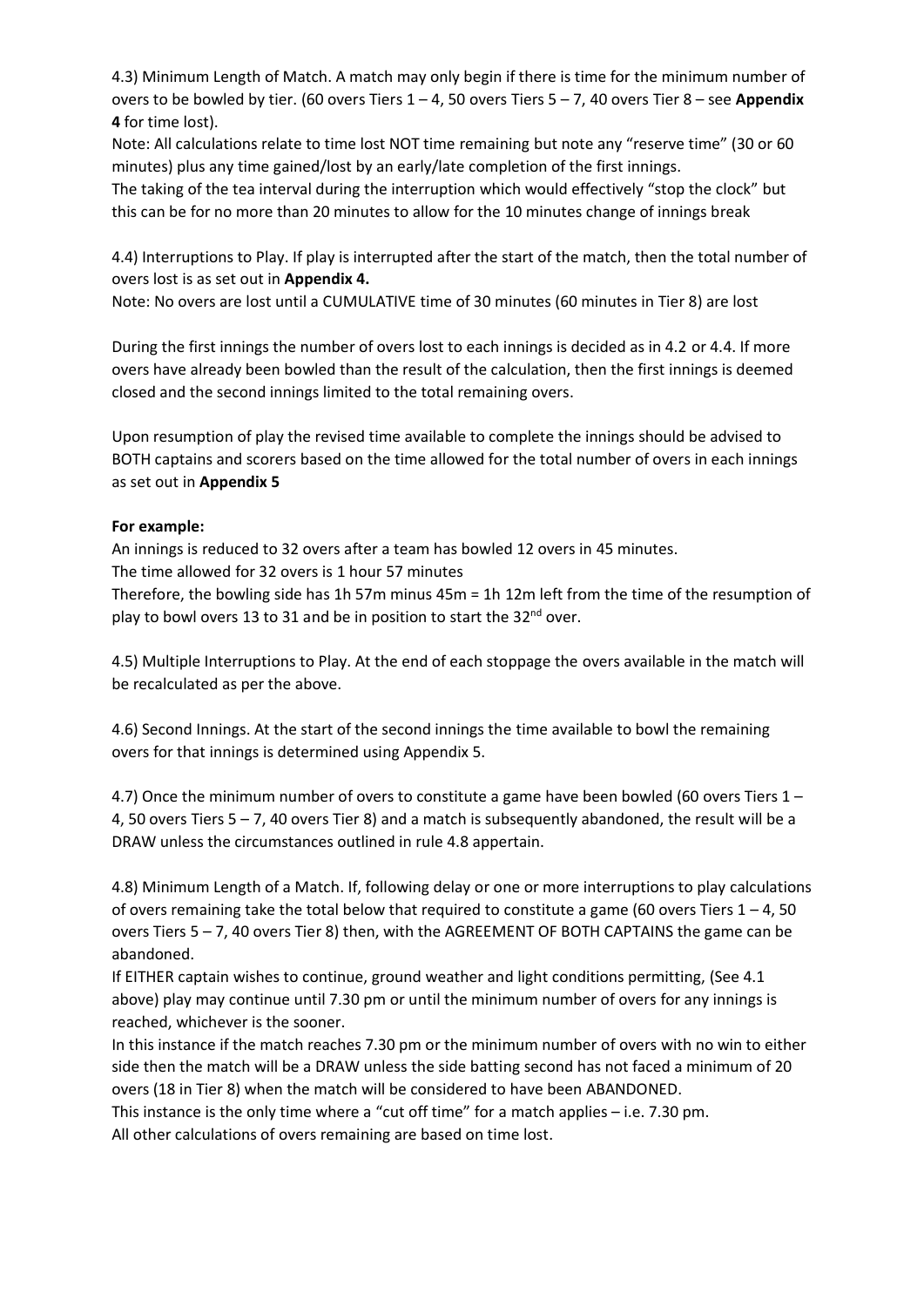4.3) Minimum Length of Match. A match may only begin if there is time for the minimum number of overs to be bowled by tier. (60 overs Tiers 1 – 4, 50 overs Tiers 5 – 7, 40 overs Tier 8 – see **Appendix 4** for time lost).

Note: All calculations relate to time lost NOT time remaining but note any "reserve time" (30 or 60 minutes) plus any time gained/lost by an early/late completion of the first innings.

The taking of the tea interval during the interruption which would effectively "stop the clock" but this can be for no more than 20 minutes to allow for the 10 minutes change of innings break

4.4) Interruptions to Play. If play is interrupted after the start of the match, then the total number of overs lost is as set out in **Appendix 4.**

Note: No overs are lost until a CUMULATIVE time of 30 minutes (60 minutes in Tier 8) are lost

During the first innings the number of overs lost to each innings is decided as in 4.2 or 4.4. If more overs have already been bowled than the result of the calculation, then the first innings is deemed closed and the second innings limited to the total remaining overs.

Upon resumption of play the revised time available to complete the innings should be advised to BOTH captains and scorers based on the time allowed for the total number of overs in each innings as set out in **Appendix 5**

**For example:**

An innings is reduced to 32 overs after a team has bowled 12 overs in 45 minutes.

The time allowed for 32 overs is 1 hour 57 minutes

Therefore, the bowling side has 1h 57m minus 45m = 1h 12m left from the time of the resumption of play to bowl overs 13 to 31 and be in position to start the 32nd over.

4.5) Multiple Interruptions to Play. At the end of each stoppage the overs available in the match will be recalculated as per the above.

4.6) Second Innings. At the start of the second innings the time available to bowl the remaining overs for that innings is determined using Appendix 5.

4.7) Once the minimum number of overs to constitute a game have been bowled (60 overs Tiers 1 – 4, 50 overs Tiers 5 – 7, 40 overs Tier 8) and a match is subsequently abandoned, the result will be a DRAW unless the circumstances outlined in rule 4.8 appertain.

4.8) Minimum Length of a Match. If, following delay or one or more interruptions to play calculations of overs remaining take the total below that required to constitute a game (60 overs Tiers 1 – 4, 50 overs Tiers 5 – 7, 40 overs Tier 8) then, with the AGREEMENT OF BOTH CAPTAINS the game can be abandoned.

If EITHER captain wishes to continue, ground weather and light conditions permitting, (See 4.1 above) play may continue until 7.30 pm or until the minimum number of overs for any innings is reached, whichever is the sooner.

In this instance if the match reaches 7.30 pm or the minimum number of overs with no win to either side then the match will be a DRAW unless the side batting second has not faced a minimum of 20 overs (18 in Tier 8) when the match will be considered to have been ABANDONED.

This instance is the only time where a "cut off time" for a match applies – i.e. 7.30 pm.

All other calculations of overs remaining are based on time lost.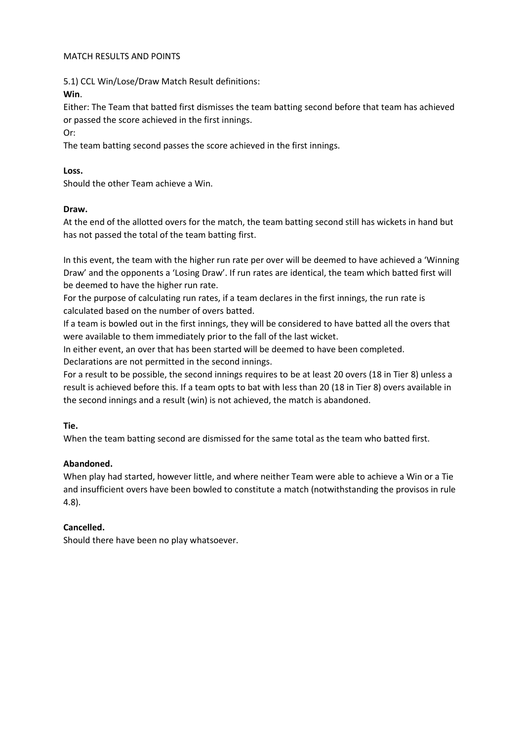MATCH RESULTS AND POINTS

5.1) CCL Win/Lose/Draw Match Result definitions:

**Win**.

Either: The Team that batted first dismisses the team batting second before that team has achieved or passed the score achieved in the first innings.

Or:

The team batting second passes the score achieved in the first innings.

**Loss.**

Should the other Team achieve a Win.

**Draw.**

At the end of the allotted overs for the match, the team batting second still has wickets in hand but has not passed the total of the team batting first.

In this event, the team with the higher run rate per over will be deemed to have achieved a 'Winning Draw' and the opponents a 'Losing Draw'. If run rates are identical, the team which batted first will be deemed to have the higher run rate.

For the purpose of calculating run rates, if a team declares in the first innings, the run rate is calculated based on the number of overs batted.

If a team is bowled out in the first innings, they will be considered to have batted all the overs that were available to them immediately prior to the fall of the last wicket.

In either event, an over that has been started will be deemed to have been completed.

Declarations are not permitted in the second innings.

For a result to be possible, the second innings requires to be at least 20 overs (18 in Tier 8) unless a result is achieved before this. If a team opts to bat with less than 20 (18 in Tier 8) overs available in the second innings and a result (win) is not achieved, the match is abandoned.

**Tie.**

When the team batting second are dismissed for the same total as the team who batted first.

**Abandoned.**

When play had started, however little, and where neither Team were able to achieve a Win or a Tie and insufficient overs have been bowled to constitute a match (notwithstanding the provisos in rule 4.8).

**Cancelled.**

Should there have been no play whatsoever.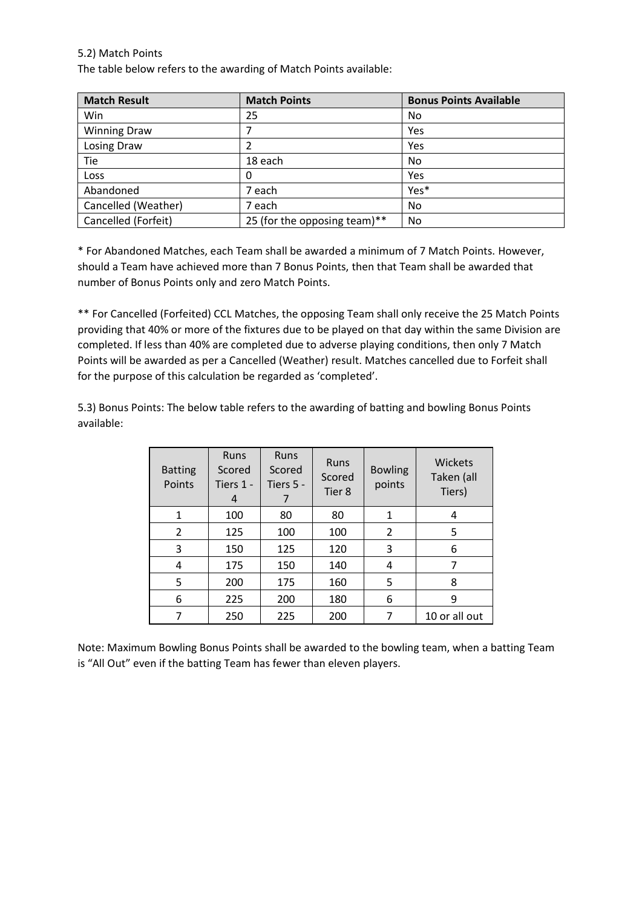5.2) Match Points

The table below refers to the awarding of Match Points available:

| Match Result | Match Points | Bonus Points Available |
| --- | --- | --- |
| Win | 25 | No |
| Winning Draw | 7 | Yes |
| Losing Draw | 2 | Yes |
| Tie | 18 each | No |
| Loss | 0 | Yes |
| Abandoned | 7 each | Yes* |
| Cancelled (Weather) | 7 each | No |
| Cancelled (Forfeit) | 25 (for the opposing team)** | No |

* For Abandoned Matches, each Team shall be awarded a minimum of 7 Match Points. However, should a Team have achieved more than 7 Bonus Points, then that Team shall be awarded that number of Bonus Points only and zero Match Points.

** For Cancelled (Forfeited) CCL Matches, the opposing Team shall only receive the 25 Match Points providing that 40% or more of the fixtures due to be played on that day within the same Division are completed. If less than 40% are completed due to adverse playing conditions, then only 7 Match Points will be awarded as per a Cancelled (Weather) result. Matches cancelled due to Forfeit shall for the purpose of this calculation be regarded as 'completed'.

5.3) Bonus Points: The below table refers to the awarding of batting and bowling Bonus Points available:

| Batting Points | Runs Scored Tiers 1 - 4 | Runs Scored Tiers 5 - 7 | Runs Scored Tier 8 | Bowling points | Wickets Taken (all Tiers) |
| --- | --- | --- | --- | --- | --- |
| 1 | 100 | 80 | 80 | 1 | 4 |
| 2 | 125 | 100 | 100 | 2 | 5 |
| 3 | 150 | 125 | 120 | 3 | 6 |
| 4 | 175 | 150 | 140 | 4 | 7 |
| 5 | 200 | 175 | 160 | 5 | 8 |
| 6 | 225 | 200 | 180 | 6 | 9 |
| 7 | 250 | 225 | 200 | 7 | 10 or all out |

Note: Maximum Bowling Bonus Points shall be awarded to the bowling team, when a batting Team is "All Out" even if the batting Team has fewer than eleven players.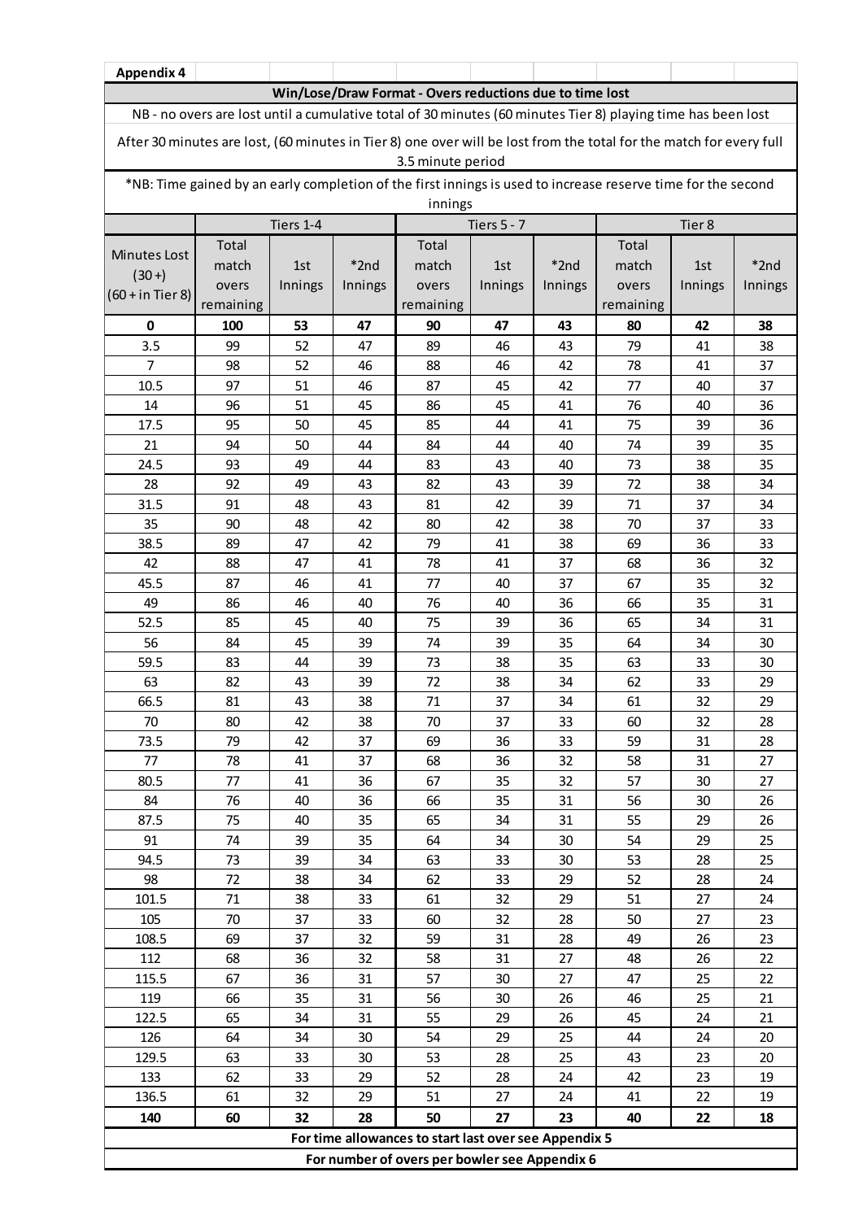**Appendix 4**

**Win/Lose/Draw Format - Overs reductions due to time lost**

NB - no overs are lost until a cumulative total of 30 minutes (60 minutes Tier 8) playing time has been lost

After 30 minutes are lost, (60 minutes in Tier 8) one over will be lost from the total for the match for every full 3.5 minute period

*NB: Time gained by an early completion of the first innings is used to increase reserve time for the second innings

| | Tiers 1-4 | | | Tiers 5 - 7 | | | Tier 8 | | |
|---|---|---|---|---|---|---|---|---|---|
| Minutes Lost (30 +) (60 + in Tier 8) | Total match overs remaining | 1st Innings | *2nd Innings | Total match overs remaining | 1st Innings | *2nd Innings | Total match overs remaining | 1st Innings | *2nd Innings |
| **0** | **100** | **53** | **47** | **90** | **47** | **43** | **80** | **42** | **38** |
| 3.5 | 99 | 52 | 47 | 89 | 46 | 43 | 79 | 41 | 38 |
| 7 | 98 | 52 | 46 | 88 | 46 | 42 | 78 | 41 | 37 |
| 10.5 | 97 | 51 | 46 | 87 | 45 | 42 | 77 | 40 | 37 |
| 14 | 96 | 51 | 45 | 86 | 45 | 41 | 76 | 40 | 36 |
| 17.5 | 95 | 50 | 45 | 85 | 44 | 41 | 75 | 39 | 36 |
| 21 | 94 | 50 | 44 | 84 | 44 | 40 | 74 | 39 | 35 |
| 24.5 | 93 | 49 | 44 | 83 | 43 | 40 | 73 | 38 | 35 |
| 28 | 92 | 49 | 43 | 82 | 43 | 39 | 72 | 38 | 34 |
| 31.5 | 91 | 48 | 43 | 81 | 42 | 39 | 71 | 37 | 34 |
| 35 | 90 | 48 | 42 | 80 | 42 | 38 | 70 | 37 | 33 |
| 38.5 | 89 | 47 | 42 | 79 | 41 | 38 | 69 | 36 | 33 |
| 42 | 88 | 47 | 41 | 78 | 41 | 37 | 68 | 36 | 32 |
| 45.5 | 87 | 46 | 41 | 77 | 40 | 37 | 67 | 35 | 32 |
| 49 | 86 | 46 | 40 | 76 | 40 | 36 | 66 | 35 | 31 |
| 52.5 | 85 | 45 | 40 | 75 | 39 | 36 | 65 | 34 | 31 |
| 56 | 84 | 45 | 39 | 74 | 39 | 35 | 64 | 34 | 30 |
| 59.5 | 83 | 44 | 39 | 73 | 38 | 35 | 63 | 33 | 30 |
| 63 | 82 | 43 | 39 | 72 | 38 | 34 | 62 | 33 | 29 |
| 66.5 | 81 | 43 | 38 | 71 | 37 | 34 | 61 | 32 | 29 |
| 70 | 80 | 42 | 38 | 70 | 37 | 33 | 60 | 32 | 28 |
| 73.5 | 79 | 42 | 37 | 69 | 36 | 33 | 59 | 31 | 28 |
| 77 | 78 | 41 | 37 | 68 | 36 | 32 | 58 | 31 | 27 |
| 80.5 | 77 | 41 | 36 | 67 | 35 | 32 | 57 | 30 | 27 |
| 84 | 76 | 40 | 36 | 66 | 35 | 31 | 56 | 30 | 26 |
| 87.5 | 75 | 40 | 35 | 65 | 34 | 31 | 55 | 29 | 26 |
| 91 | 74 | 39 | 35 | 64 | 34 | 30 | 54 | 29 | 25 |
| 94.5 | 73 | 39 | 34 | 63 | 33 | 30 | 53 | 28 | 25 |
| 98 | 72 | 38 | 34 | 62 | 33 | 29 | 52 | 28 | 24 |
| 101.5 | 71 | 38 | 33 | 61 | 32 | 29 | 51 | 27 | 24 |
| 105 | 70 | 37 | 33 | 60 | 32 | 28 | 50 | 27 | 23 |
| 108.5 | 69 | 37 | 32 | 59 | 31 | 28 | 49 | 26 | 23 |
| 112 | 68 | 36 | 32 | 58 | 31 | 27 | 48 | 26 | 22 |
| 115.5 | 67 | 36 | 31 | 57 | 30 | 27 | 47 | 25 | 22 |
| 119 | 66 | 35 | 31 | 56 | 30 | 26 | 46 | 25 | 21 |
| 122.5 | 65 | 34 | 31 | 55 | 29 | 26 | 45 | 24 | 21 |
| 126 | 64 | 34 | 30 | 54 | 29 | 25 | 44 | 24 | 20 |
| 129.5 | 63 | 33 | 30 | 53 | 28 | 25 | 43 | 23 | 20 |
| 133 | 62 | 33 | 29 | 52 | 28 | 24 | 42 | 23 | 19 |
| 136.5 | 61 | 32 | 29 | 51 | 27 | 24 | 41 | 22 | 19 |
| **140** | **60** | **32** | **28** | **50** | **27** | **23** | **40** | **22** | **18** |

**For time allowances to start last over see Appendix 5**

**For number of overs per bowler see Appendix 6**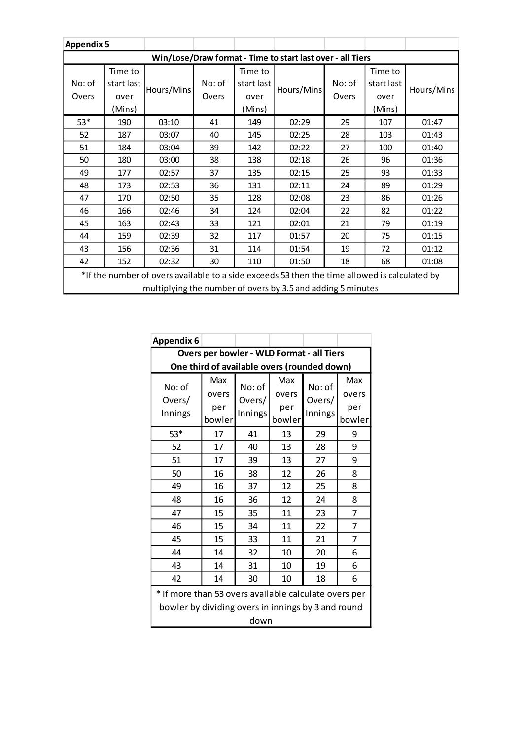**Appendix 5**

| Win/Lose/Draw format - Time to start last over - all Tiers | | | | | | | | |
|---|---|---|---|---|---|---|---|---|
| No: of Overs | Time to start last over (Mins) | Hours/Mins | No: of Overs | Time to start last over (Mins) | Hours/Mins | No: of Overs | Time to start last over (Mins) | Hours/Mins |
| 53* | 190 | 03:10 | 41 | 149 | 02:29 | 29 | 107 | 01:47 |
| 52 | 187 | 03:07 | 40 | 145 | 02:25 | 28 | 103 | 01:43 |
| 51 | 184 | 03:04 | 39 | 142 | 02:22 | 27 | 100 | 01:40 |
| 50 | 180 | 03:00 | 38 | 138 | 02:18 | 26 | 96 | 01:36 |
| 49 | 177 | 02:57 | 37 | 135 | 02:15 | 25 | 93 | 01:33 |
| 48 | 173 | 02:53 | 36 | 131 | 02:11 | 24 | 89 | 01:29 |
| 47 | 170 | 02:50 | 35 | 128 | 02:08 | 23 | 86 | 01:26 |
| 46 | 166 | 02:46 | 34 | 124 | 02:04 | 22 | 82 | 01:22 |
| 45 | 163 | 02:43 | 33 | 121 | 02:01 | 21 | 79 | 01:19 |
| 44 | 159 | 02:39 | 32 | 117 | 01:57 | 20 | 75 | 01:15 |
| 43 | 156 | 02:36 | 31 | 114 | 01:54 | 19 | 72 | 01:12 |
| 42 | 152 | 02:32 | 30 | 110 | 01:50 | 18 | 68 | 01:08 |

*If the number of overs available to a side exceeds 53 then the time allowed is calculated by multiplying the number of overs by 3.5 and adding 5 minutes

**Appendix 6**

| Overs per bowler - WLD Format - all Tiers<br>One third of available overs (rounded down) | | | | | |
|---|---|---|---|---|---|
| No: of Overs/ Innings | Max overs per bowler | No: of Overs/ Innings | Max overs per bowler | No: of Overs/ Innings | Max overs per bowler |
| 53* | 17 | 41 | 13 | 29 | 9 |
| 52 | 17 | 40 | 13 | 28 | 9 |
| 51 | 17 | 39 | 13 | 27 | 9 |
| 50 | 16 | 38 | 12 | 26 | 8 |
| 49 | 16 | 37 | 12 | 25 | 8 |
| 48 | 16 | 36 | 12 | 24 | 8 |
| 47 | 15 | 35 | 11 | 23 | 7 |
| 46 | 15 | 34 | 11 | 22 | 7 |
| 45 | 15 | 33 | 11 | 21 | 7 |
| 44 | 14 | 32 | 10 | 20 | 6 |
| 43 | 14 | 31 | 10 | 19 | 6 |
| 42 | 14 | 30 | 10 | 18 | 6 |

* If more than 53 overs available calculate overs per bowler by dividing overs in innings by 3 and round down